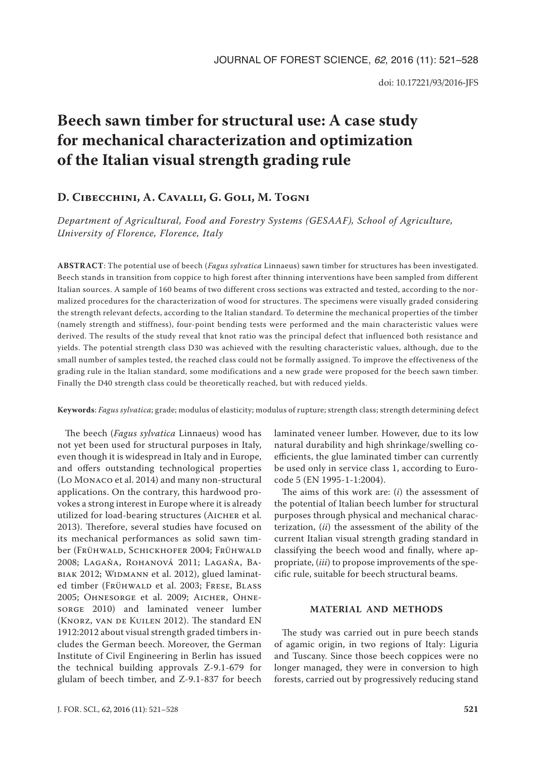# Beech sawn timber for structural use: A case study for mechanical characterization and optimization of the Italian visual strength grading rule

**D. Cibecchini, A. Cavalli, G. Goli, M. Togni**

*Department of Agricultural, Food and Forestry Systems (GESAAF), School of Agriculture, University of Florence, Florence, Italy*

**ABSTRACT**: The potential use of beech (*Fagus sylvatica* Linnaeus) sawn timber for structures has been investigated. Beech stands in transition from coppice to high forest after thinning interventions have been sampled from different Italian sources. A sample of 160 beams of two different cross sections was extracted and tested, according to the normalized procedures for the characterization of wood for structures. The specimens were visually graded considering the strength relevant defects, according to the Italian standard. To determine the mechanical properties of the timber (namely strength and stiffness), four-point bending tests were performed and the main characteristic values were derived. The results of the study reveal that knot ratio was the principal defect that influenced both resistance and yields. The potential strength class D30 was achieved with the resulting characteristic values, although, due to the small number of samples tested, the reached class could not be formally assigned. To improve the effectiveness of the grading rule in the Italian standard, some modifications and a new grade were proposed for the beech sawn timber. Finally the D40 strength class could be theoretically reached, but with reduced yields.

**Keywords**: *Fagus sylvatica*; grade; modulus of elasticity; modulus of rupture; strength class; strength determining defect

The beech (*Fagus sylvatica* Linnaeus) wood has not yet been used for structural purposes in Italy, even though it is widespread in Italy and in Europe, and offers outstanding technological properties (Lo Monaco et al. 2014) and many non-structural applications. On the contrary, this hardwood provokes a strong interest in Europe where it is already utilized for load-bearing structures (Aicher et al. 2013). Therefore, several studies have focused on its mechanical performances as solid sawn timber (Frühwald, Schickhofer 2004; Frühwald 2008; Lagaňa, Rohanová 2011; Lagaňa, Babiak 2012; Widmann et al. 2012), glued laminated timber (Frühwald et al. 2003; Frese, Blass 2005; Ohnesorge et al. 2009; Aicher, Ohnesorge 2010) and laminated veneer lumber (Knorz, van de Kuilen 2012). The standard EN 1912:2012 about visual strength graded timbers includes the German beech. Moreover, the German Institute of Civil Engineering in Berlin has issued the technical building approvals Z-9.1-679 for glulam of beech timber, and Z-9.1-837 for beech laminated veneer lumber. However, due to its low natural durability and high shrinkage/swelling coefficients, the glue laminated timber can currently be used only in service class 1, according to Eurocode 5 (EN 1995-1-1:2004).

The aims of this work are: (*i*) the assessment of the potential of Italian beech lumber for structural purposes through physical and mechanical characterization, (*ii*) the assessment of the ability of the current Italian visual strength grading standard in classifying the beech wood and finally, where appropriate, (*iii*) to propose improvements of the specific rule, suitable for beech structural beams.

## MATERIAL AND METHODS

The study was carried out in pure beech stands of agamic origin, in two regions of Italy: Liguria and Tuscany. Since those beech coppices were no longer managed, they were in conversion to high forests, carried out by progressively reducing stand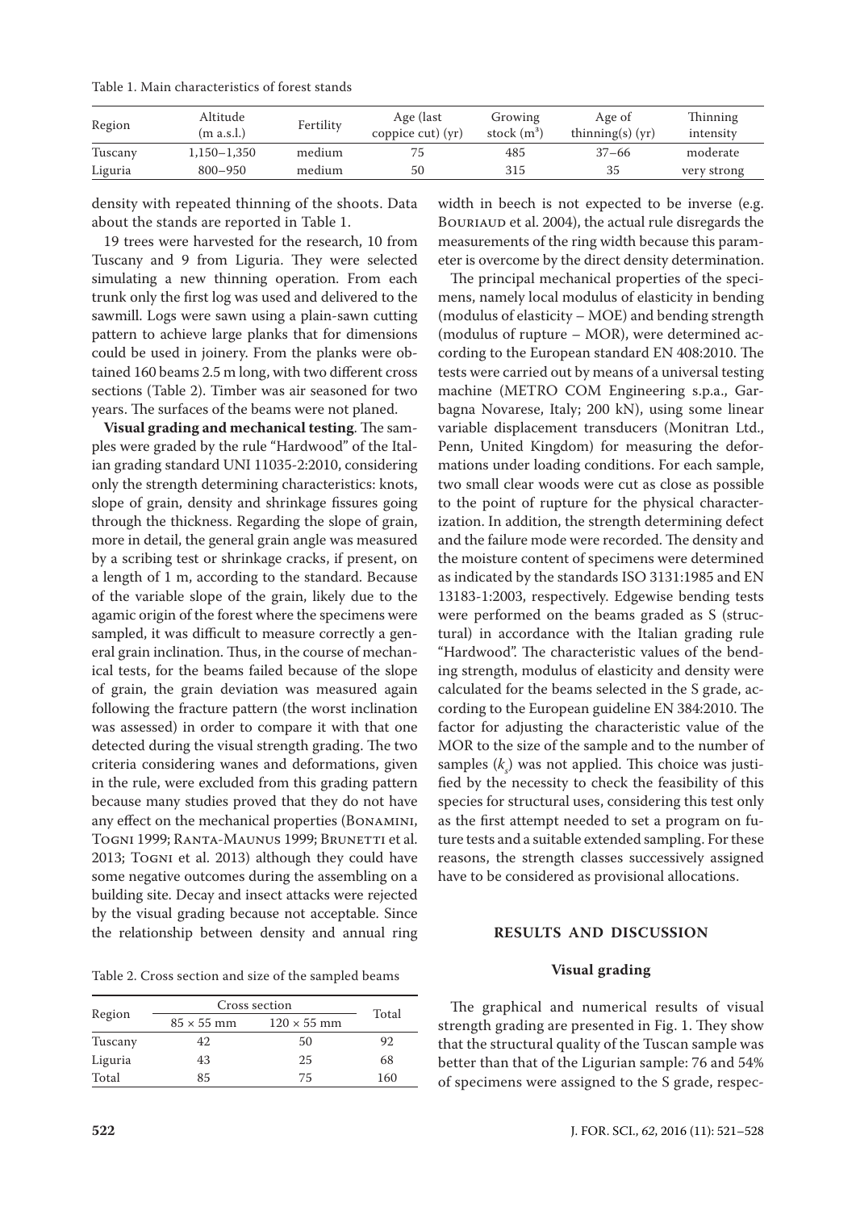Table 1. Main characteristics of forest stands

| Region | Altitude (m a.s.l.) | Fertility | Age (last coppice cut) (yr) | Growing stock ($m^3$) | Age of thinning(s) (yr) | Thinning intensity |
|---|---|---|---|---|---|---|
| Tuscany | 1,150–1,350 | medium | 75 | 485 | 37–66 | moderate |
| Liguria | 800–950 | medium | 50 | 315 | 35 | very strong |

density with repeated thinning of the shoots. Data about the stands are reported in Table 1.

19 trees were harvested for the research, 10 from Tuscany and 9 from Liguria. They were selected simulating a new thinning operation. From each trunk only the first log was used and delivered to the sawmill. Logs were sawn using a plain-sawn cutting pattern to achieve large planks that for dimensions could be used in joinery. From the planks were obtained 160 beams 2.5 m long, with two different cross sections (Table 2). Timber was air seasoned for two years. The surfaces of the beams were not planed.

**Visual grading and mechanical testing**. The samples were graded by the rule "Hardwood" of the Italian grading standard UNI 11035-2:2010, considering only the strength determining characteristics: knots, slope of grain, density and shrinkage fissures going through the thickness. Regarding the slope of grain, more in detail, the general grain angle was measured by a scribing test or shrinkage cracks, if present, on a length of 1 m, according to the standard. Because of the variable slope of the grain, likely due to the agamic origin of the forest where the specimens were sampled, it was difficult to measure correctly a general grain inclination. Thus, in the course of mechanical tests, for the beams failed because of the slope of grain, the grain deviation was measured again following the fracture pattern (the worst inclination was assessed) in order to compare it with that one detected during the visual strength grading. The two criteria considering wanes and deformations, given in the rule, were excluded from this grading pattern because many studies proved that they do not have any effect on the mechanical properties (Bonamini, Togni 1999; Ranta-Maunus 1999; Brunetti et al. 2013; Togni et al. 2013) although they could have some negative outcomes during the assembling on a building site. Decay and insect attacks were rejected by the visual grading because not acceptable. Since the relationship between density and annual ring width in beech is not expected to be inverse (e.g. Bouriaud et al. 2004), the actual rule disregards the measurements of the ring width because this parameter is overcome by the direct density determination.

Table 2. Cross section and size of the sampled beams

| Region | Cross section | | Total |
|---|---|---|---|
| | 85 × 55 mm | 120 × 55 mm | |
| Tuscany | 42 | 50 | 92 |
| Liguria | 43 | 25 | 68 |
| Total | 85 | 75 | 160 |

The principal mechanical properties of the specimens, namely local modulus of elasticity in bending (modulus of elasticity – MOE) and bending strength (modulus of rupture – MOR), were determined according to the European standard EN 408:2010. The tests were carried out by means of a universal testing machine (METRO COM Engineering s.p.a., Garbagna Novarese, Italy; 200 kN), using some linear variable displacement transducers (Monitran Ltd., Penn, United Kingdom) for measuring the deformations under loading conditions. For each sample, two small clear woods were cut as close as possible to the point of rupture for the physical characterization. In addition, the strength determining defect and the failure mode were recorded. The density and the moisture content of specimens were determined as indicated by the standards ISO 3131:1985 and EN 13183-1:2003, respectively. Edgewise bending tests were performed on the beams graded as S (structural) in accordance with the Italian grading rule "Hardwood". The characteristic values of the bending strength, modulus of elasticity and density were calculated for the beams selected in the S grade, according to the European guideline EN 384:2010. The factor for adjusting the characteristic value of the MOR to the size of the sample and to the number of samples ($k_s$) was not applied. This choice was justified by the necessity to check the feasibility of this species for structural uses, considering this test only as the first attempt needed to set a program on future tests and a suitable extended sampling. For these reasons, the strength classes successively assigned have to be considered as provisional allocations.

## RESULTS AND DISCUSSION

### Visual grading

The graphical and numerical results of visual strength grading are presented in Fig. 1. They show that the structural quality of the Tuscan sample was better than that of the Ligurian sample: 76 and 54% of specimens were assigned to the S grade, respec-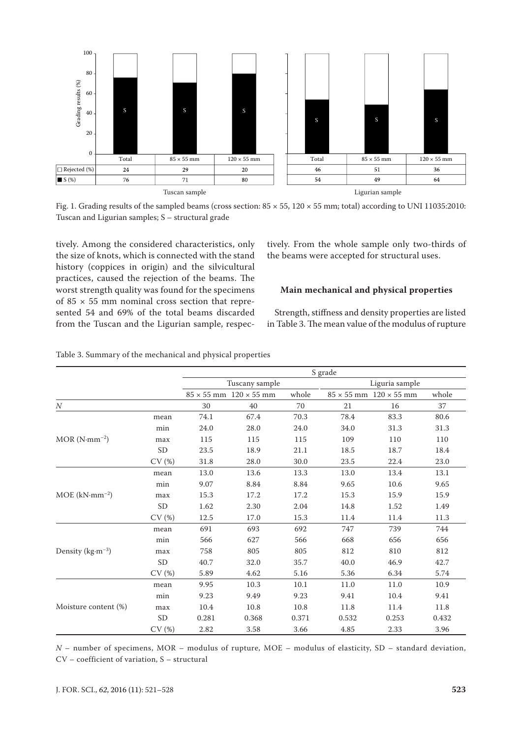| | Total | 85 × 55 mm | 120 × 55 mm | Total | 85 × 55 mm | 120 × 55 mm |
|---|---|---|---|---|---|---|
| □ Rejected (%) | 24 | 29 | 20 | 46 | 51 | 36 |
| ■ S (%) | 76 | 71 | 80 | 54 | 49 | 64 |
| | Tuscan sample | | | Ligurian sample | | |

Fig. 1. Grading results of the sampled beams (cross section: 85 × 55, 120 × 55 mm; total) according to UNI 11035:2010: Tuscan and Ligurian samples; S – structural grade

tively. Among the considered characteristics, only the size of knots, which is connected with the stand history (coppices in origin) and the silvicultural practices, caused the rejection of the beams. The worst strength quality was found for the specimens of 85 × 55 mm nominal cross section that represented 54 and 69% of the total beams discarded from the Tuscan and the Ligurian sample, respectively. From the whole sample only two-thirds of the beams were accepted for structural uses.

### Main mechanical and physical properties

Strength, stiffness and density properties are listed in Table 3. The mean value of the modulus of rupture

Table 3. Summary of the mechanical and physical properties

| | | S grade | | | | | |
|---|---|---|---|---|---|---|---|
| | | Tuscany sample | | | Liguria sample | | |
| | | 85 × 55 mm | 120 × 55 mm | whole | 85 × 55 mm | 120 × 55 mm | whole |
| *N* | | 30 | 40 | 70 | 21 | 16 | 37 |
| MOR ($N\cdot mm^{-2}$) | mean | 74.1 | 67.4 | 70.3 | 78.4 | 83.3 | 80.6 |
| | min | 24.0 | 28.0 | 24.0 | 34.0 | 31.3 | 31.3 |
| | max | 115 | 115 | 115 | 109 | 110 | 110 |
| | SD | 23.5 | 18.9 | 21.1 | 18.5 | 18.7 | 18.4 |
| | CV (%) | 31.8 | 28.0 | 30.0 | 23.5 | 22.4 | 23.0 |
| MOE ($kN\cdot mm^{-2}$) | mean | 13.0 | 13.6 | 13.3 | 13.0 | 13.4 | 13.1 |
| | min | 9.07 | 8.84 | 8.84 | 9.65 | 10.6 | 9.65 |
| | max | 15.3 | 17.2 | 17.2 | 15.3 | 15.9 | 15.9 |
| | SD | 1.62 | 2.30 | 2.04 | 14.8 | 1.52 | 1.49 |
| | CV (%) | 12.5 | 17.0 | 15.3 | 11.4 | 11.4 | 11.3 |
| Density ($kg\cdot m^{-3}$) | mean | 691 | 693 | 692 | 747 | 739 | 744 |
| | min | 566 | 627 | 566 | 668 | 656 | 656 |
| | max | 758 | 805 | 805 | 812 | 810 | 812 |
| | SD | 40.7 | 32.0 | 35.7 | 40.0 | 46.9 | 42.7 |
| | CV (%) | 5.89 | 4.62 | 5.16 | 5.36 | 6.34 | 5.74 |
| Moisture content (%) | mean | 9.95 | 10.3 | 10.1 | 11.0 | 11.0 | 10.9 |
| | min | 9.23 | 9.49 | 9.23 | 9.41 | 10.4 | 9.41 |
| | max | 10.4 | 10.8 | 10.8 | 11.8 | 11.4 | 11.8 |
| | SD | 0.281 | 0.368 | 0.371 | 0.532 | 0.253 | 0.432 |
| | CV (%) | 2.82 | 3.58 | 3.66 | 4.85 | 2.33 | 3.96 |

*N* – number of specimens, MOR – modulus of rupture, MOE – modulus of elasticity, SD – standard deviation, CV – coefficient of variation, S – structural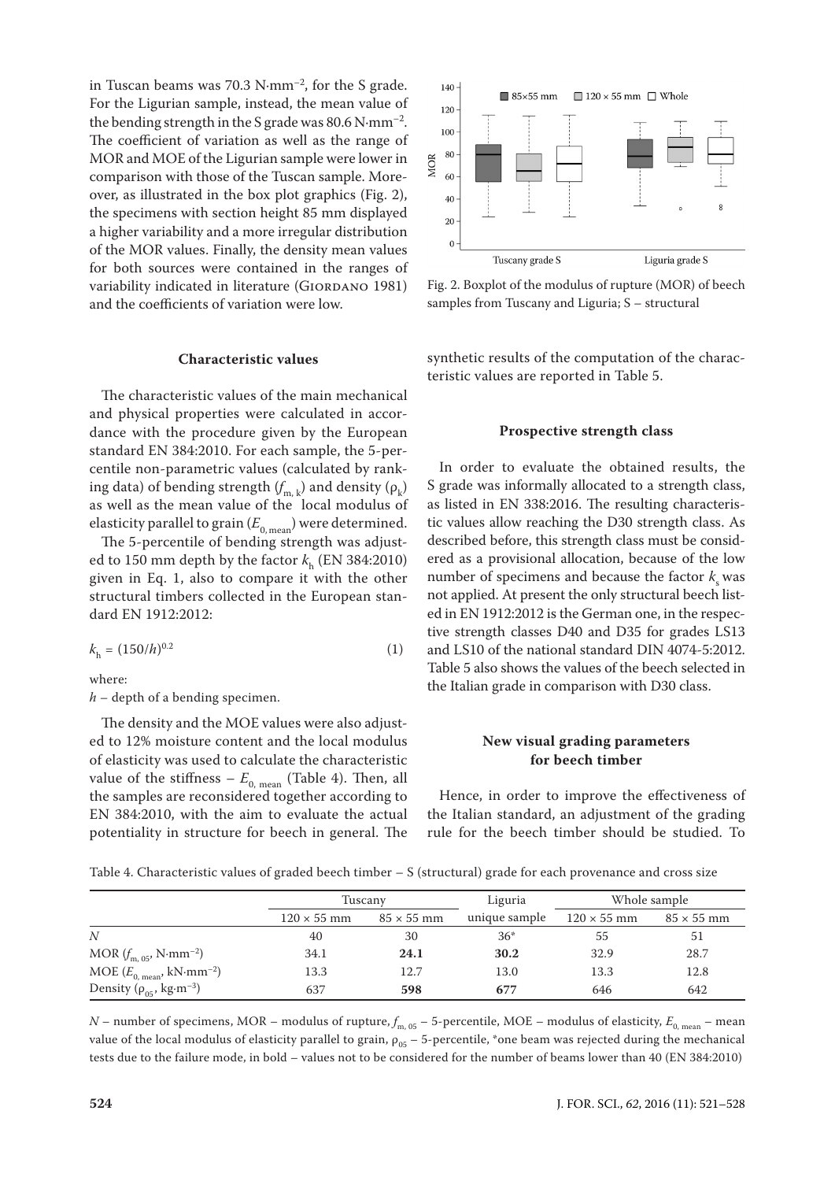in Tuscan beams was 70.3 N·mm$^{-2}$, for the S grade. For the Ligurian sample, instead, the mean value of the bending strength in the S grade was 80.6 N·mm$^{-2}$. The coefficient of variation as well as the range of MOR and MOE of the Ligurian sample were lower in comparison with those of the Tuscan sample. Moreover, as illustrated in the box plot graphics (Fig. 2), the specimens with section height 85 mm displayed a higher variability and a more irregular distribution of the MOR values. Finally, the density mean values for both sources were contained in the ranges of variability indicated in literature (Giordano 1981) and the coefficients of variation were low.

Fig. 2. Boxplot of the modulus of rupture (MOR) of beech samples from Tuscany and Liguria; S – structural

### Characteristic values

The characteristic values of the main mechanical and physical properties were calculated in accordance with the procedure given by the European standard EN 384:2010. For each sample, the 5-percentile non-parametric values (calculated by ranking data) of bending strength ($f_{m,k}$) and density ($\rho_k$) as well as the mean value of the local modulus of elasticity parallel to grain ($E_{0,\,mean}$) were determined.

The 5-percentile of bending strength was adjusted to 150 mm depth by the factor $k_h$ (EN 384:2010) given in Eq. 1, also to compare it with the other structural timbers collected in the European standard EN 1912:2012:

$$k_h = (150/h)^{0.2} \tag{1}$$

where:

$h$ – depth of a bending specimen.

The density and the MOE values were also adjusted to 12% moisture content and the local modulus of elasticity was used to calculate the characteristic value of the stiffness – $E_{0,\,mean}$ (Table 4). Then, all the samples are reconsidered together according to EN 384:2010, with the aim to evaluate the actual potentiality in structure for beech in general. The synthetic results of the computation of the characteristic values are reported in Table 5.

### Prospective strength class

In order to evaluate the obtained results, the S grade was informally allocated to a strength class, as listed in EN 338:2016. The resulting characteristic values allow reaching the D30 strength class. As described before, this strength class must be considered as a provisional allocation, because of the low number of specimens and because the factor $k_s$ was not applied. At present the only structural beech listed in EN 1912:2012 is the German one, in the respective strength classes D40 and D35 for grades LS13 and LS10 of the national standard DIN 4074-5:2012. Table 5 also shows the values of the beech selected in the Italian grade in comparison with D30 class.

### New visual grading parameters for beech timber

Hence, in order to improve the effectiveness of the Italian standard, an adjustment of the grading rule for the beech timber should be studied. To

Table 4. Characteristic values of graded beech timber – S (structural) grade for each provenance and cross size

| | Tuscany | | Liguria | Whole sample | |
|---|---|---|---|---|---|
| | 120 × 55 mm | 85 × 55 mm | unique sample | 120 × 55 mm | 85 × 55 mm |
| $N$ | 40 | 30 | 36* | 55 | 51 |
| MOR ($f_{m,\,05}$, N·mm$^{-2}$) | 34.1 | **24.1** | **30.2** | 32.9 | 28.7 |
| MOE ($E_{0,\,mean}$, kN·mm$^{-2}$) | 13.3 | 12.7 | 13.0 | 13.3 | 12.8 |
| Density ($\rho_{05}$, kg·m$^{-3}$) | 637 | **598** | **677** | 646 | 642 |

$N$ – number of specimens, MOR – modulus of rupture, $f_{m,\,05}$ – 5-percentile, MOE – modulus of elasticity, $E_{0,\,mean}$ – mean value of the local modulus of elasticity parallel to grain, $\rho_{05}$ – 5-percentile, *one beam was rejected during the mechanical tests due to the failure mode, in bold – values not to be considered for the number of beams lower than 40 (EN 384:2010)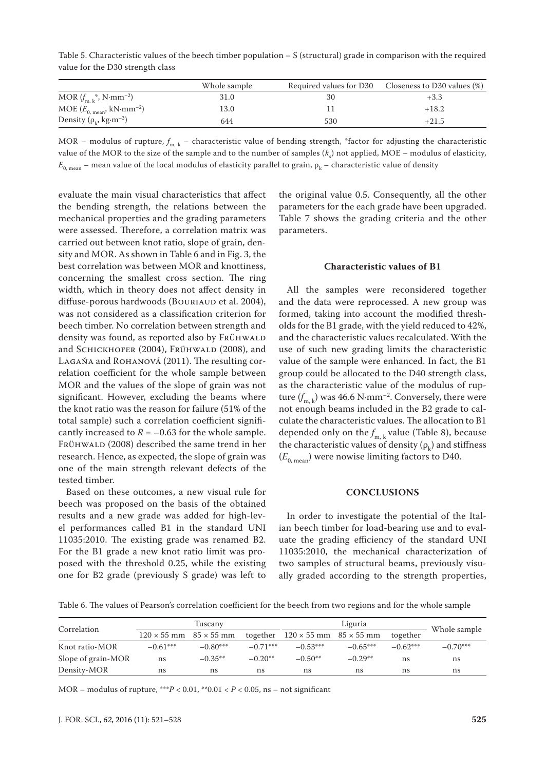Table 5. Characteristic values of the beech timber population – S (structural) grade in comparison with the required value for the D30 strength class

| | Whole sample | Required values for D30 | Closeness to D30 values (%) |
|---|---|---|---|
| MOR ($f_{m,k}$*, N·mm$^{-2}$) | 31.0 | 30 | +3.3 |
| MOE ($E_{0,mean}$, kN·mm$^{-2}$) | 13.0 | 11 | +18.2 |
| Density ($\rho_k$, kg·m$^{-3}$) | 644 | 530 | +21.5 |

MOR – modulus of rupture, $f_{m,k}$ – characteristic value of bending strength, *factor for adjusting the characteristic value of the MOR to the size of the sample and to the number of samples ($k_s$) not applied, MOE – modulus of elasticity, $E_{0,mean}$ – mean value of the local modulus of elasticity parallel to grain, $\rho_k$ – characteristic value of density

evaluate the main visual characteristics that affect the bending strength, the relations between the mechanical properties and the grading parameters were assessed. Therefore, a correlation matrix was carried out between knot ratio, slope of grain, density and MOR. As shown in Table 6 and in Fig. 3, the best correlation was between MOR and knottiness, concerning the smallest cross section. The ring width, which in theory does not affect density in diffuse-porous hardwoods (Bouriaud et al. 2004), was not considered as a classification criterion for beech timber. No correlation between strength and density was found, as reported also by Frühwald and Schickhofer (2004), Frühwald (2008), and Lagaňa and Rohanová (2011). The resulting correlation coefficient for the whole sample between MOR and the values of the slope of grain was not significant. However, excluding the beams where the knot ratio was the reason for failure (51% of the total sample) such a correlation coefficient significantly increased to $R = -0.63$ for the whole sample. Frühwald (2008) described the same trend in her research. Hence, as expected, the slope of grain was one of the main strength relevant defects of the tested timber.

Based on these outcomes, a new visual rule for beech was proposed on the basis of the obtained results and a new grade was added for high-level performances called B1 in the standard UNI 11035:2010. The existing grade was renamed B2. For the B1 grade a new knot ratio limit was proposed with the threshold 0.25, while the existing one for B2 grade (previously S grade) was left to the original value 0.5. Consequently, all the other parameters for the each grade have been upgraded. Table 7 shows the grading criteria and the other parameters.

### Characteristic values of B1

All the samples were reconsidered together and the data were reprocessed. A new group was formed, taking into account the modified thresholds for the B1 grade, with the yield reduced to 42%, and the characteristic values recalculated. With the use of such new grading limits the characteristic value of the sample were enhanced. In fact, the B1 group could be allocated to the D40 strength class, as the characteristic value of the modulus of rupture ($f_{m,k}$) was 46.6 N·mm$^{-2}$. Conversely, there were not enough beams included in the B2 grade to calculate the characteristic values. The allocation to B1 depended only on the $f_{m,k}$ value (Table 8), because the characteristic values of density ($\rho_k$) and stiffness ($E_{0,mean}$) were nowise limiting factors to D40.

## CONCLUSIONS

In order to investigate the potential of the Italian beech timber for load-bearing use and to evaluate the grading efficiency of the standard UNI 11035:2010, the mechanical characterization of two samples of structural beams, previously visually graded according to the strength properties,

Table 6. The values of Pearson's correlation coefficient for the beech from two regions and for the whole sample

| Correlation | Tuscany | | | Liguria | | | Whole sample |
|---|---|---|---|---|---|---|---|
| | 120 × 55 mm | 85 × 55 mm | together | 120 × 55 mm | 85 × 55 mm | together | |
| Knot ratio-MOR | −0.61*** | −0.80*** | −0.71*** | −0.53*** | −0.65*** | −0.62*** | −0.70*** |
| Slope of grain-MOR | ns | −0.35** | −0.20** | −0.50** | −0.29** | ns | ns |
| Density-MOR | ns | ns | ns | ns | ns | ns | ns |

MOR – modulus of rupture, ***$P < 0.01$, **$0.01 < P < 0.05$, ns – not significant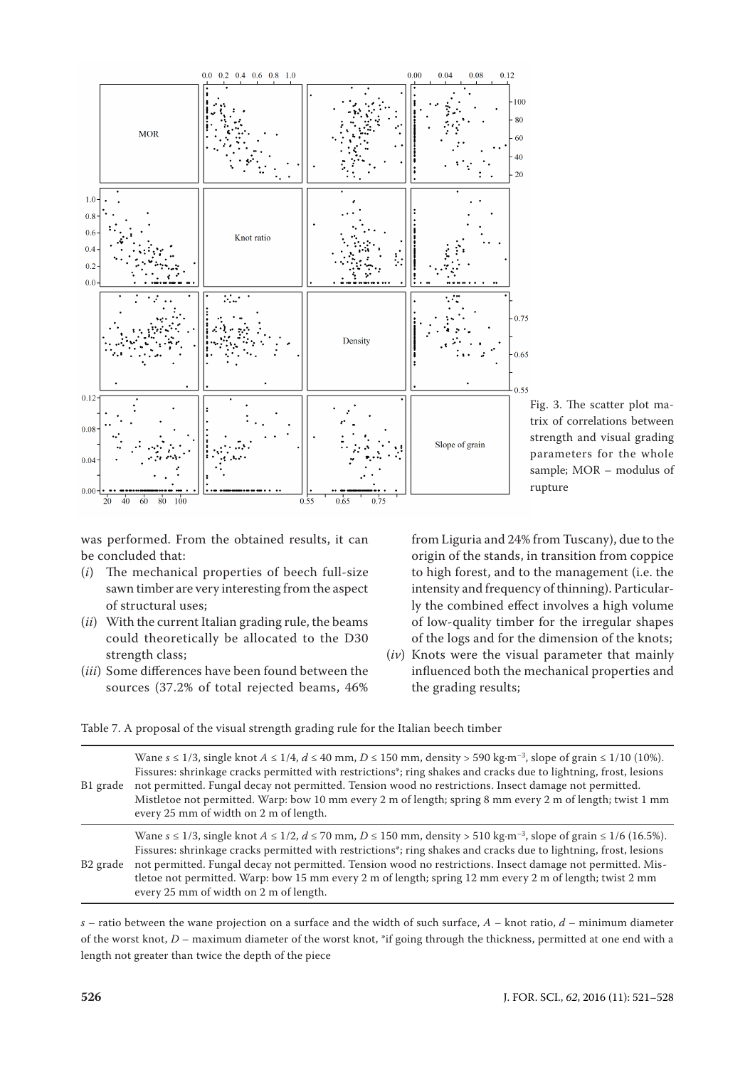Fig. 3. The scatter plot matrix of correlations between strength and visual grading parameters for the whole sample; MOR – modulus of rupture

was performed. From the obtained results, it can be concluded that:

(*i*) The mechanical properties of beech full-size sawn timber are very interesting from the aspect of structural uses;

(*ii*) With the current Italian grading rule, the beams could theoretically be allocated to the D30 strength class;

(*iii*) Some differences have been found between the sources (37.2% of total rejected beams, 46% from Liguria and 24% from Tuscany), due to the origin of the stands, in transition from coppice to high forest, and to the management (i.e. the intensity and frequency of thinning). Particularly the combined effect involves a high volume of low-quality timber for the irregular shapes of the logs and for the dimension of the knots;

(*iv*) Knots were the visual parameter that mainly influenced both the mechanical properties and the grading results;

Table 7. A proposal of the visual strength grading rule for the Italian beech timber

| | |
|---|---|
| B1 grade | Wane $s \leq 1/3$, single knot $A \leq 1/4$, $d \leq 40$ mm, $D \leq 150$ mm, density > 590 kg·m$^{-3}$, slope of grain ≤ 1/10 (10%). Fissures: shrinkage cracks permitted with restrictions*; ring shakes and cracks due to lightning, frost, lesions not permitted. Fungal decay not permitted. Tension wood no restrictions. Insect damage not permitted. Mistletoe not permitted. Warp: bow 10 mm every 2 m of length; spring 8 mm every 2 m of length; twist 1 mm every 25 mm of width on 2 m of length. |
| B2 grade | Wane $s \leq 1/3$, single knot $A \leq 1/2$, $d \leq 70$ mm, $D \leq 150$ mm, density > 510 kg·m$^{-3}$, slope of grain ≤ 1/6 (16.5%). Fissures: shrinkage cracks permitted with restrictions*; ring shakes and cracks due to lightning, frost, lesions not permitted. Fungal decay not permitted. Tension wood no restrictions. Insect damage not permitted. Mistletoe not permitted. Warp: bow 15 mm every 2 m of length; spring 12 mm every 2 m of length; twist 2 mm every 25 mm of width on 2 m of length. |

$s$ – ratio between the wane projection on a surface and the width of such surface, $A$ – knot ratio, $d$ – minimum diameter of the worst knot, $D$ – maximum diameter of the worst knot, *if going through the thickness, permitted at one end with a length not greater than twice the depth of the piece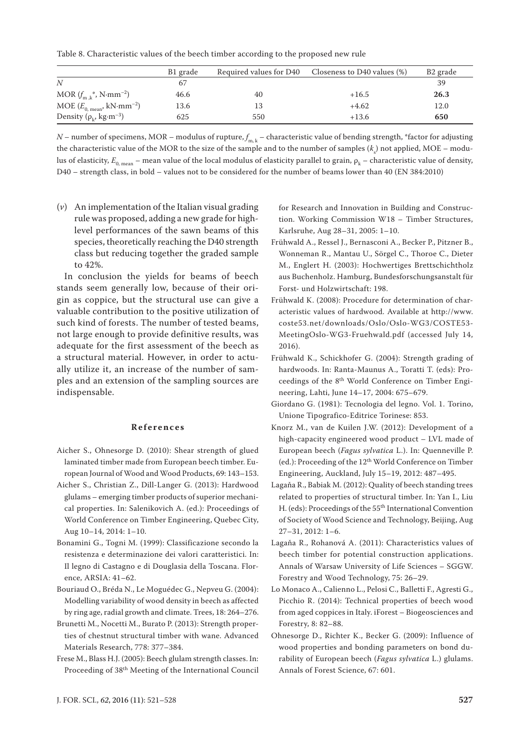Table 8. Characteristic values of the beech timber according to the proposed new rule

| | B1 grade | Required values for D40 | Closeness to D40 values (%) | B2 grade |
|---|---|---|---|---|
| $N$ | 67 | | | 39 |
| MOR ($f_{m,k}$*, N·mm$^{-2}$) | 46.6 | 40 | +16.5 | **26.3** |
| MOE ($E_{0,\,mean}$, kN·mm$^{-2}$) | 13.6 | 13 | +4.62 | 12.0 |
| Density ($\rho_k$, kg·m$^{-3}$) | 625 | 550 | +13.6 | **650** |

$N$ – number of specimens, MOR – modulus of rupture, $f_{m,k}$ – characteristic value of bending strength, *factor for adjusting the characteristic value of the MOR to the size of the sample and to the number of samples ($k_s$) not applied, MOE – modulus of elasticity, $E_{0,\,mean}$ – mean value of the local modulus of elasticity parallel to grain, $\rho_k$ – characteristic value of density, D40 – strength class, in bold – values not to be considered for the number of beams lower than 40 (EN 384:2010)

(*v*) An implementation of the Italian visual grading rule was proposed, adding a new grade for high-level performances of the sawn beams of this species, theoretically reaching the D40 strength class but reducing together the graded sample to 42%.

In conclusion the yields for beams of beech stands seem generally low, because of their origin as coppice, but the structural use can give a valuable contribution to the positive utilization of such kind of forests. The number of tested beams, not large enough to provide definitive results, was adequate for the first assessment of the beech as a structural material. However, in order to actually utilize it, an increase of the number of samples and an extension of the sampling sources are indispensable.

## References

Aicher S., Ohnesorge D. (2010): Shear strength of glued laminated timber made from European beech timber. European Journal of Wood and Wood Products, 69: 143–153.

Aicher S., Christian Z., Dill-Langer G. (2013): Hardwood glulams – emerging timber products of superior mechanical properties. In: Salenikovich A. (ed.): Proceedings of World Conference on Timber Engineering, Quebec City, Aug 10–14, 2014: 1–10.

Bonamini G., Togni M. (1999): Classificazione secondo la resistenza e determinazione dei valori caratteristici. In: Il legno di Castagno e di Douglasia della Toscana. Florence, ARSIA: 41–62.

Bouriaud O., Bréda N., Le Moguédec G., Nepveu G. (2004): Modelling variability of wood density in beech as affected by ring age, radial growth and climate. Trees, 18: 264–276.

Brunetti M., Nocetti M., Burato P. (2013): Strength properties of chestnut structural timber with wane. Advanced Materials Research, 778: 377–384.

Frese M., Blass H.J. (2005): Beech glulam strength classes. In: Proceeding of 38th Meeting of the International Council for Research and Innovation in Building and Construction. Working Commission W18 – Timber Structures, Karlsruhe, Aug 28–31, 2005: 1–10.

Frühwald A., Ressel J., Bernasconi A., Becker P., Pitzner B., Wonneman R., Mantau U., Sörgel C., Thoroe C., Dieter M., Englert H. (2003): Hochwertiges Brettschichtholz aus Buchenholz. Hamburg, Bundesforschungsanstalt für Forst- und Holzwirtschaft: 198.

Frühwald K. (2008): Procedure for determination of characteristic values of hardwood. Available at http://www.coste53.net/downloads/Oslo/Oslo-WG3/COSTE53-MeetingOslo-WG3-Fruehwald.pdf (accessed July 14, 2016).

Frühwald K., Schickhofer G. (2004): Strength grading of hardwoods. In: Ranta-Maunus A., Toratti T. (eds): Proceedings of the 8th World Conference on Timber Engineering, Lahti, June 14–17, 2004: 675–679.

Giordano G. (1981): Tecnologia del legno. Vol. 1. Torino, Unione Tipografico-Editrice Torinese: 853.

Knorz M., van de Kuilen J.W. (2012): Development of a high-capacity engineered wood product – LVL made of European beech (*Fagus sylvatica* L.). In: Quenneville P. (ed.): Proceeding of the 12th World Conference on Timber Engineering, Auckland, July 15–19, 2012: 487–495.

Lagaňa R., Babiak M. (2012): Quality of beech standing trees related to properties of structural timber. In: Yan I., Liu H. (eds): Proceedings of the 55th International Convention of Society of Wood Science and Technology, Beijing, Aug 27–31, 2012: 1–6.

Lagaňa R., Rohanová A. (2011): Characteristics values of beech timber for potential construction applications. Annals of Warsaw University of Life Sciences – SGGW. Forestry and Wood Technology, 75: 26–29.

Lo Monaco A., Calienno L., Pelosi C., Balletti F., Agresti G., Picchio R. (2014): Technical properties of beech wood from aged coppices in Italy. iForest – Biogeosciences and Forestry, 8: 82–88.

Ohnesorge D., Richter K., Becker G. (2009): Influence of wood properties and bonding parameters on bond durability of European beech (*Fagus sylvatica* L.) glulams. Annals of Forest Science, 67: 601.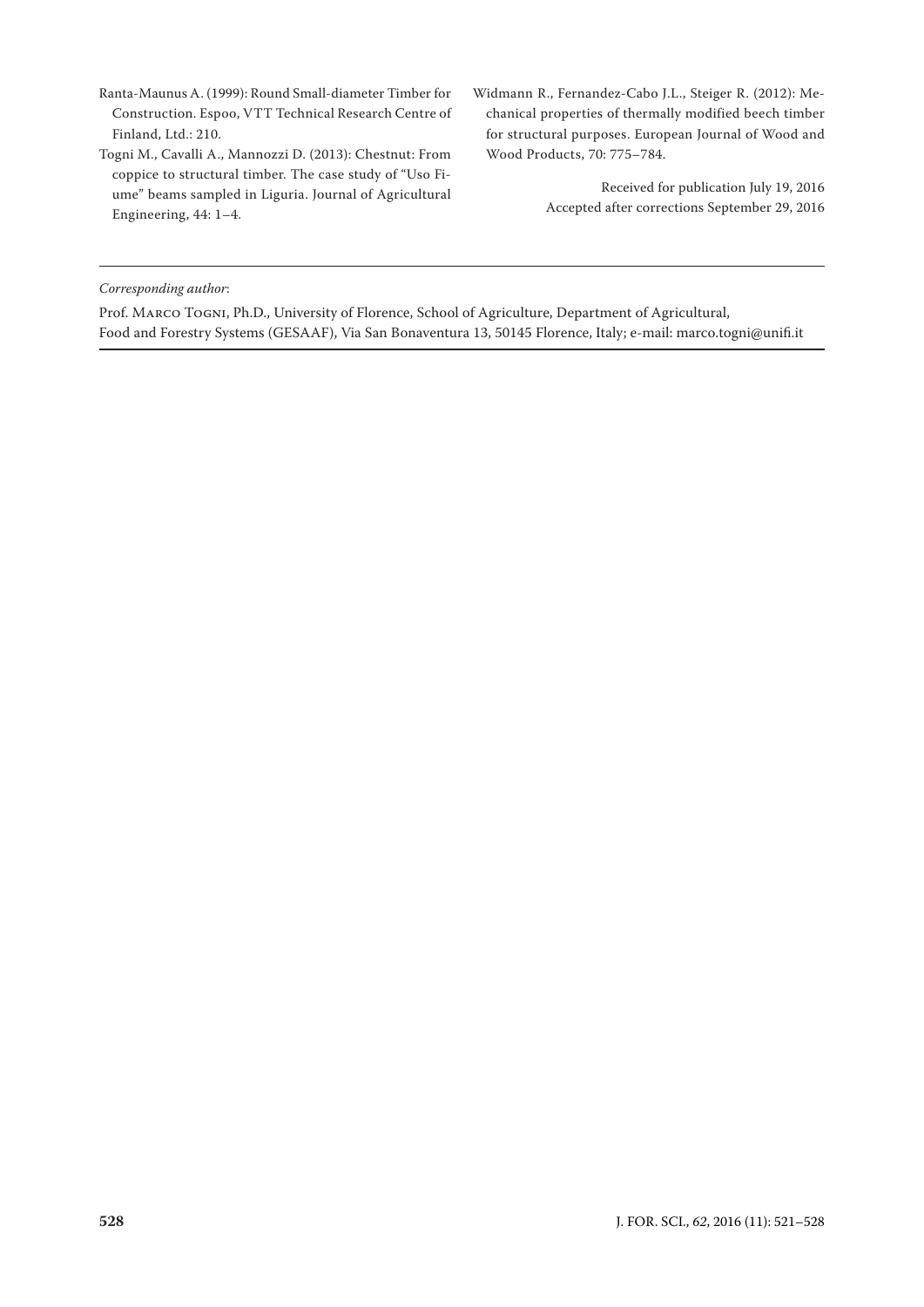Ranta-Maunus A. (1999): Round Small-diameter Timber for Construction. Espoo, VTT Technical Research Centre of Finland, Ltd.: 210.

Togni M., Cavalli A., Mannozzi D. (2013): Chestnut: From coppice to structural timber. The case study of "Uso Fiume" beams sampled in Liguria. Journal of Agricultural Engineering, 44: 1–4.

Widmann R., Fernandez-Cabo J.L., Steiger R. (2012): Mechanical properties of thermally modified beech timber for structural purposes. European Journal of Wood and Wood Products, 70: 775–784.

Received for publication July 19, 2016
Accepted after corrections September 29, 2016

*Corresponding author*:

Prof. Marco Togni, Ph.D., University of Florence, School of Agriculture, Department of Agricultural, Food and Forestry Systems (GESAAF), Via San Bonaventura 13, 50145 Florence, Italy; e-mail: marco.togni@unifi.it